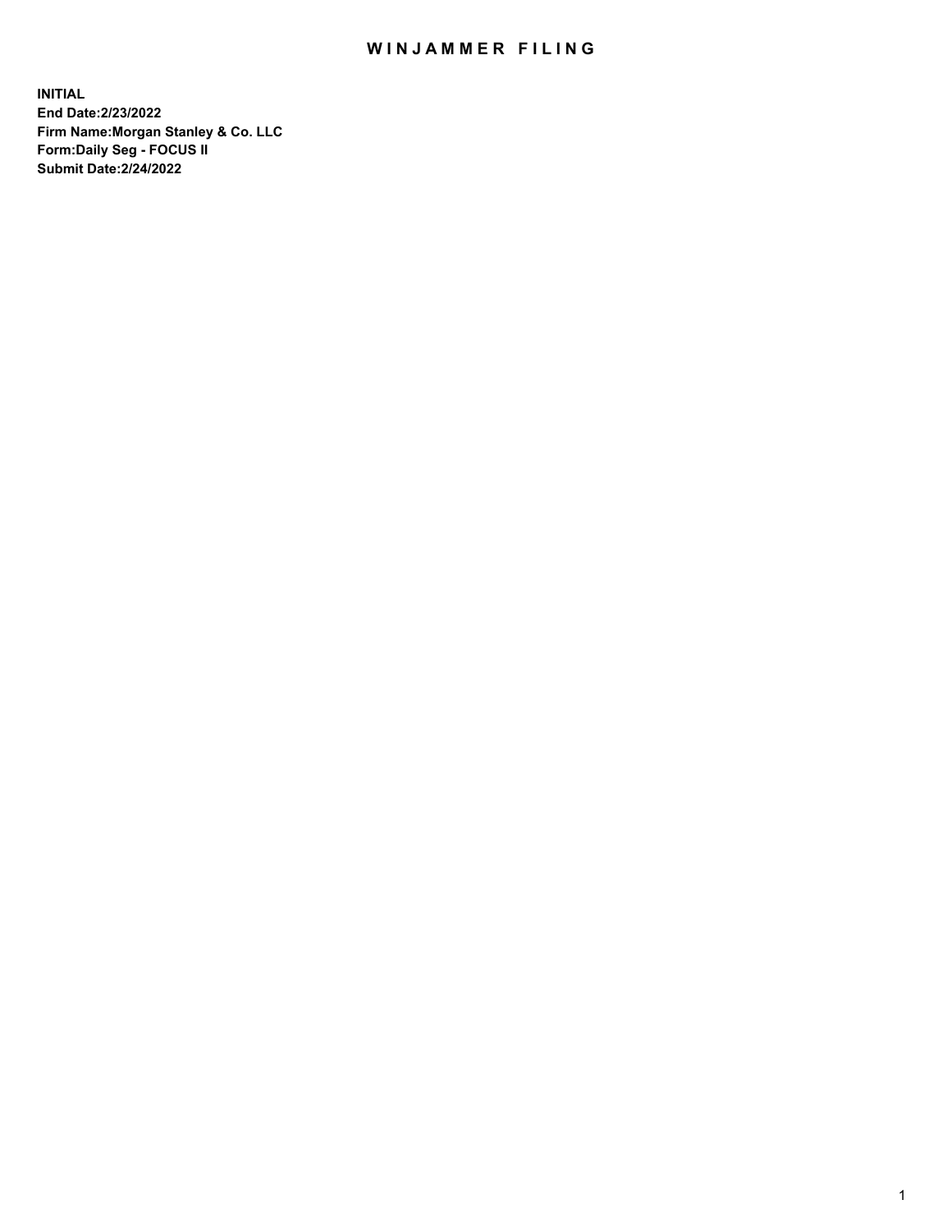# WINJAMMER FILING

**INITIAL**
**End Date:2/23/2022**
**Firm Name:Morgan Stanley & Co. LLC**
**Form:Daily Seg - FOCUS II**
**Submit Date:2/24/2022**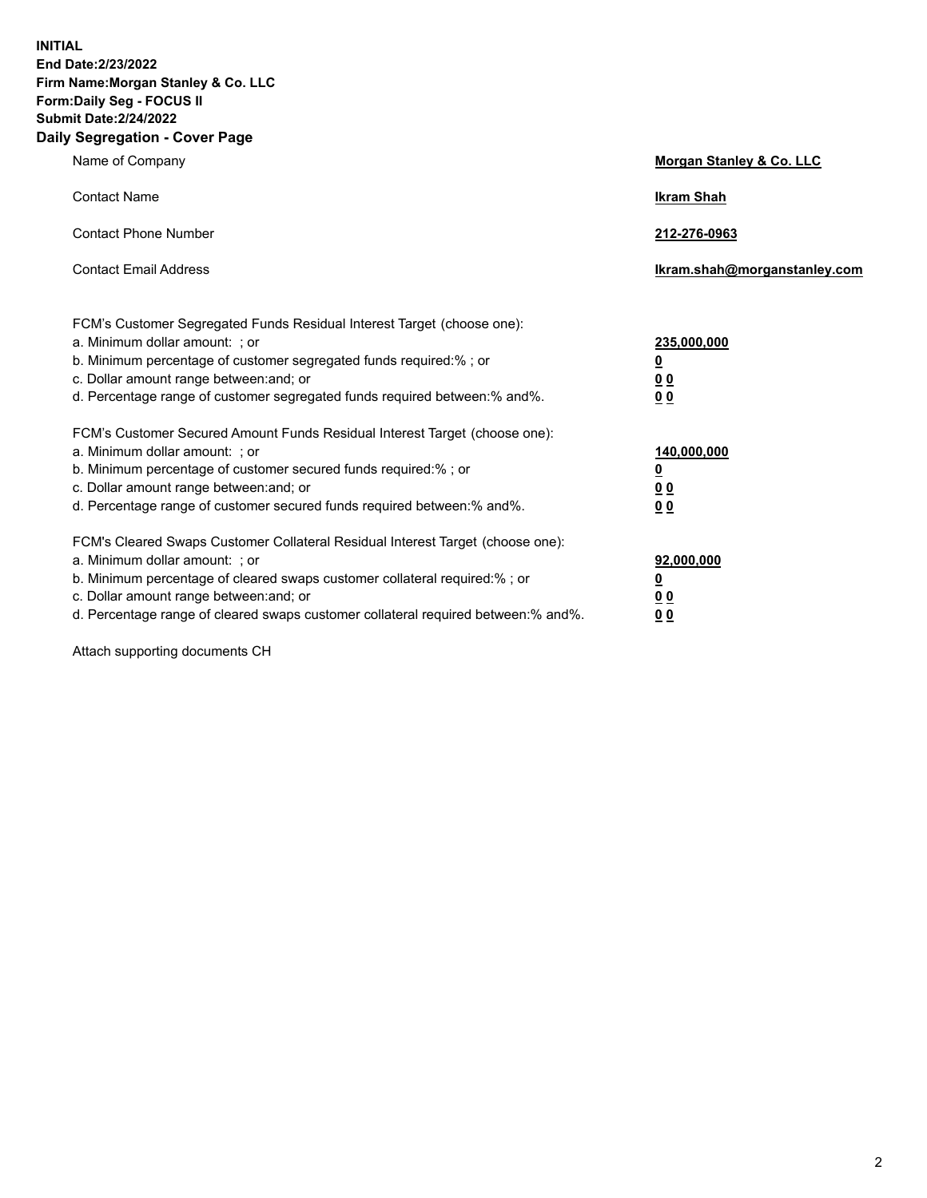**INITIAL**
**End Date:2/23/2022**
**Firm Name:Morgan Stanley & Co. LLC**
**Form:Daily Seg - FOCUS II**
**Submit Date:2/24/2022**

## Daily Segregation - Cover Page

| | |
|---|---|
| Name of Company | **Morgan Stanley & Co. LLC** |
| Contact Name | **Ikram Shah** |
| Contact Phone Number | **212-276-0963** |
| Contact Email Address | **Ikram.shah@morganstanley.com** |

| | |
|---|---|
| FCM's Customer Segregated Funds Residual Interest Target (choose one): | |
| a. Minimum dollar amount: ; or | **235,000,000** |
| b. Minimum percentage of customer segregated funds required:% ; or | **0** |
| c. Dollar amount range between:and; or | **0 0** |
| d. Percentage range of customer segregated funds required between:% and%. | **0 0** |
| FCM's Customer Secured Amount Funds Residual Interest Target (choose one): | |
| a. Minimum dollar amount: ; or | **140,000,000** |
| b. Minimum percentage of customer secured funds required:% ; or | **0** |
| c. Dollar amount range between:and; or | **0 0** |
| d. Percentage range of customer secured funds required between:% and%. | **0 0** |
| FCM's Cleared Swaps Customer Collateral Residual Interest Target (choose one): | |
| a. Minimum dollar amount: ; or | **92,000,000** |
| b. Minimum percentage of cleared swaps customer collateral required:% ; or | **0** |
| c. Dollar amount range between:and; or | **0 0** |
| d. Percentage range of cleared swaps customer collateral required between:% and%. | **0 0** |

Attach supporting documents CH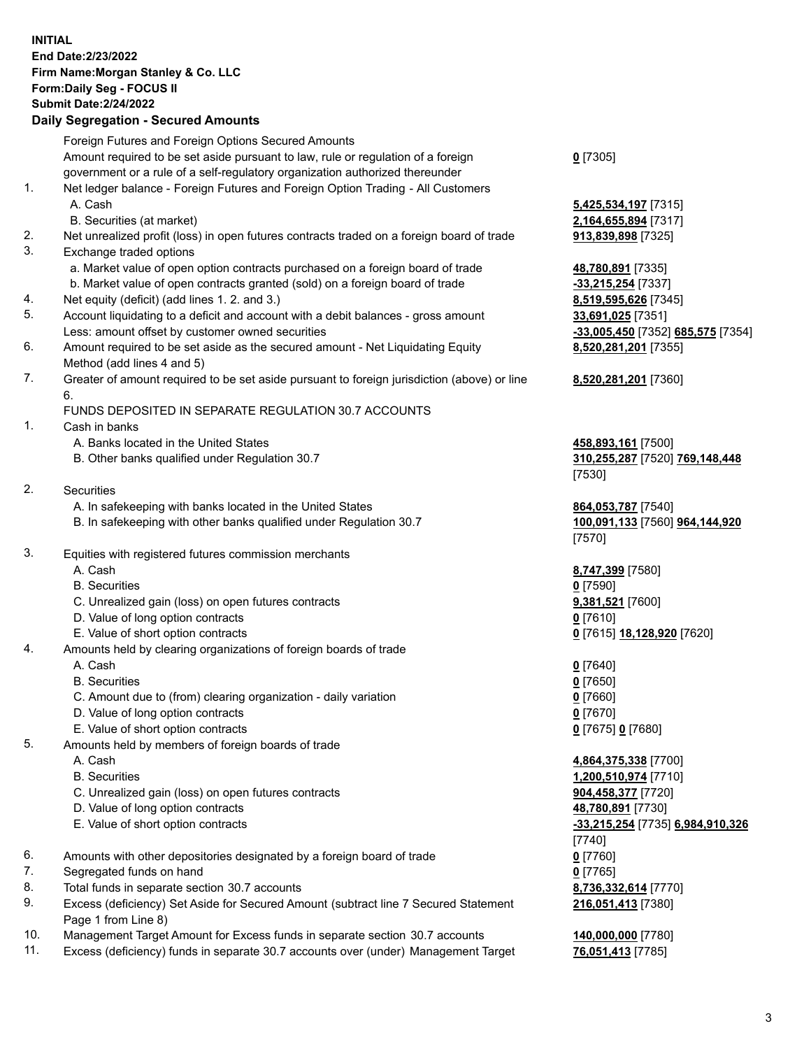**INITIAL**
**End Date:2/23/2022**
**Firm Name:Morgan Stanley & Co. LLC**
**Form:Daily Seg - FOCUS II**
**Submit Date:2/24/2022**

## Daily Segregation - Secured Amounts

| | | |
|---|---|---|
| | Foreign Futures and Foreign Options Secured Amounts | |
| | Amount required to be set aside pursuant to law, rule or regulation of a foreign government or a rule of a self-regulatory organization authorized thereunder | **0** [7305] |
| 1. | Net ledger balance - Foreign Futures and Foreign Option Trading - All Customers | |
| | A. Cash | **5,425,534,197** [7315] |
| | B. Securities (at market) | **2,164,655,894** [7317] |
| 2. | Net unrealized profit (loss) in open futures contracts traded on a foreign board of trade | **913,839,898** [7325] |
| 3. | Exchange traded options | |
| | a. Market value of open option contracts purchased on a foreign board of trade | **48,780,891** [7335] |
| | b. Market value of open contracts granted (sold) on a foreign board of trade | **-33,215,254** [7337] |
| 4. | Net equity (deficit) (add lines 1. 2. and 3.) | **8,519,595,626** [7345] |
| 5. | Account liquidating to a deficit and account with a debit balances - gross amount | **33,691,025** [7351] |
| | Less: amount offset by customer owned securities | **-33,005,450** [7352] **685,575** [7354] |
| 6. | Amount required to be set aside as the secured amount - Net Liquidating Equity Method (add lines 4 and 5) | **8,520,281,201** [7355] |
| 7. | Greater of amount required to be set aside pursuant to foreign jurisdiction (above) or line 6. | **8,520,281,201** [7360] |
| | FUNDS DEPOSITED IN SEPARATE REGULATION 30.7 ACCOUNTS | |
| 1. | Cash in banks | |
| | A. Banks located in the United States | **458,893,161** [7500] |
| | B. Other banks qualified under Regulation 30.7 | **310,255,287** [7520] **769,148,448** [7530] |
| 2. | Securities | |
| | A. In safekeeping with banks located in the United States | **864,053,787** [7540] |
| | B. In safekeeping with other banks qualified under Regulation 30.7 | **100,091,133** [7560] **964,144,920** [7570] |
| 3. | Equities with registered futures commission merchants | |
| | A. Cash | **8,747,399** [7580] |
| | B. Securities | **0** [7590] |
| | C. Unrealized gain (loss) on open futures contracts | **9,381,521** [7600] |
| | D. Value of long option contracts | **0** [7610] |
| | E. Value of short option contracts | **0** [7615] **18,128,920** [7620] |
| 4. | Amounts held by clearing organizations of foreign boards of trade | |
| | A. Cash | **0** [7640] |
| | B. Securities | **0** [7650] |
| | C. Amount due to (from) clearing organization - daily variation | **0** [7660] |
| | D. Value of long option contracts | **0** [7670] |
| | E. Value of short option contracts | **0** [7675] **0** [7680] |
| 5. | Amounts held by members of foreign boards of trade | |
| | A. Cash | **4,864,375,338** [7700] |
| | B. Securities | **1,200,510,974** [7710] |
| | C. Unrealized gain (loss) on open futures contracts | **904,458,377** [7720] |
| | D. Value of long option contracts | **48,780,891** [7730] |
| | E. Value of short option contracts | **-33,215,254** [7735] **6,984,910,326** [7740] |
| 6. | Amounts with other depositories designated by a foreign board of trade | **0** [7760] |
| 7. | Segregated funds on hand | **0** [7765] |
| 8. | Total funds in separate section 30.7 accounts | **8,736,332,614** [7770] |
| 9. | Excess (deficiency) Set Aside for Secured Amount (subtract line 7 Secured Statement Page 1 from Line 8) | **216,051,413** [7380] |
| 10. | Management Target Amount for Excess funds in separate section 30.7 accounts | **140,000,000** [7780] |
| 11. | Excess (deficiency) funds in separate 30.7 accounts over (under) Management Target | **76,051,413** [7785] |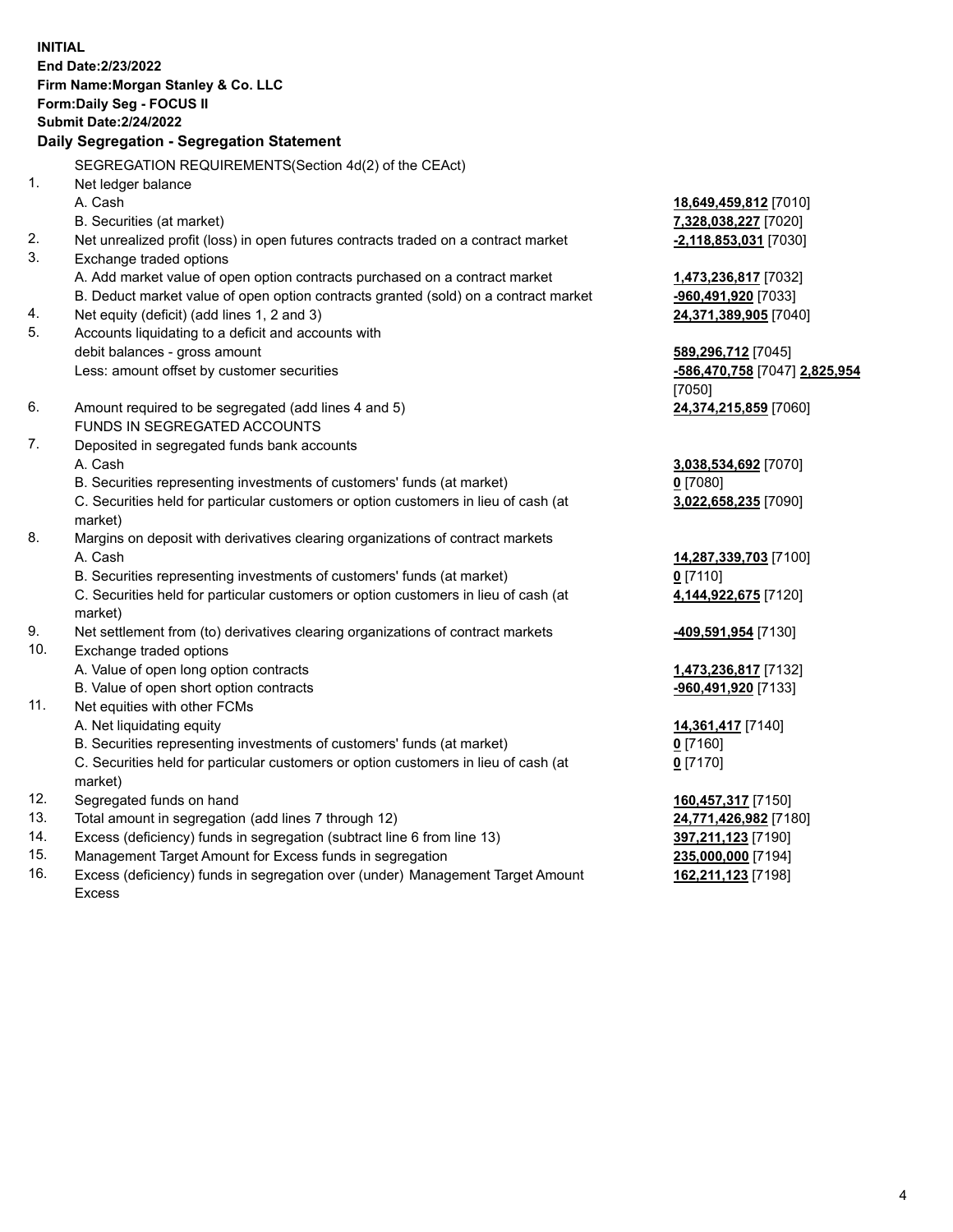**INITIAL**
**End Date:2/23/2022**
**Firm Name:Morgan Stanley & Co. LLC**
**Form:Daily Seg - FOCUS II**
**Submit Date:2/24/2022**

### Daily Segregation - Segregation Statement

| | | |
|---|---|---|
| | SEGREGATION REQUIREMENTS(Section 4d(2) of the CEAct) | |
| 1. | Net ledger balance | |
| | A. Cash | **18,649,459,812** [7010] |
| | B. Securities (at market) | **7,328,038,227** [7020] |
| 2. | Net unrealized profit (loss) in open futures contracts traded on a contract market | **-2,118,853,031** [7030] |
| 3. | Exchange traded options | |
| | A. Add market value of open option contracts purchased on a contract market | **1,473,236,817** [7032] |
| | B. Deduct market value of open option contracts granted (sold) on a contract market | **-960,491,920** [7033] |
| 4. | Net equity (deficit) (add lines 1, 2 and 3) | **24,371,389,905** [7040] |
| 5. | Accounts liquidating to a deficit and accounts with debit balances - gross amount | **589,296,712** [7045] |
| | Less: amount offset by customer securities | **-586,470,758** [7047] **2,825,954** [7050] |
| 6. | Amount required to be segregated (add lines 4 and 5) | **24,374,215,859** [7060] |
| | FUNDS IN SEGREGATED ACCOUNTS | |
| 7. | Deposited in segregated funds bank accounts | |
| | A. Cash | **3,038,534,692** [7070] |
| | B. Securities representing investments of customers' funds (at market) | **0** [7080] |
| | C. Securities held for particular customers or option customers in lieu of cash (at market) | **3,022,658,235** [7090] |
| 8. | Margins on deposit with derivatives clearing organizations of contract markets | |
| | A. Cash | **14,287,339,703** [7100] |
| | B. Securities representing investments of customers' funds (at market) | **0** [7110] |
| | C. Securities held for particular customers or option customers in lieu of cash (at market) | **4,144,922,675** [7120] |
| 9. | Net settlement from (to) derivatives clearing organizations of contract markets | **-409,591,954** [7130] |
| 10. | Exchange traded options | |
| | A. Value of open long option contracts | **1,473,236,817** [7132] |
| | B. Value of open short option contracts | **-960,491,920** [7133] |
| 11. | Net equities with other FCMs | |
| | A. Net liquidating equity | **14,361,417** [7140] |
| | B. Securities representing investments of customers' funds (at market) | **0** [7160] |
| | C. Securities held for particular customers or option customers in lieu of cash (at market) | **0** [7170] |
| 12. | Segregated funds on hand | **160,457,317** [7150] |
| 13. | Total amount in segregation (add lines 7 through 12) | **24,771,426,982** [7180] |
| 14. | Excess (deficiency) funds in segregation (subtract line 6 from line 13) | **397,211,123** [7190] |
| 15. | Management Target Amount for Excess funds in segregation | **235,000,000** [7194] |
| 16. | Excess (deficiency) funds in segregation over (under) Management Target Amount Excess | **162,211,123** [7198] |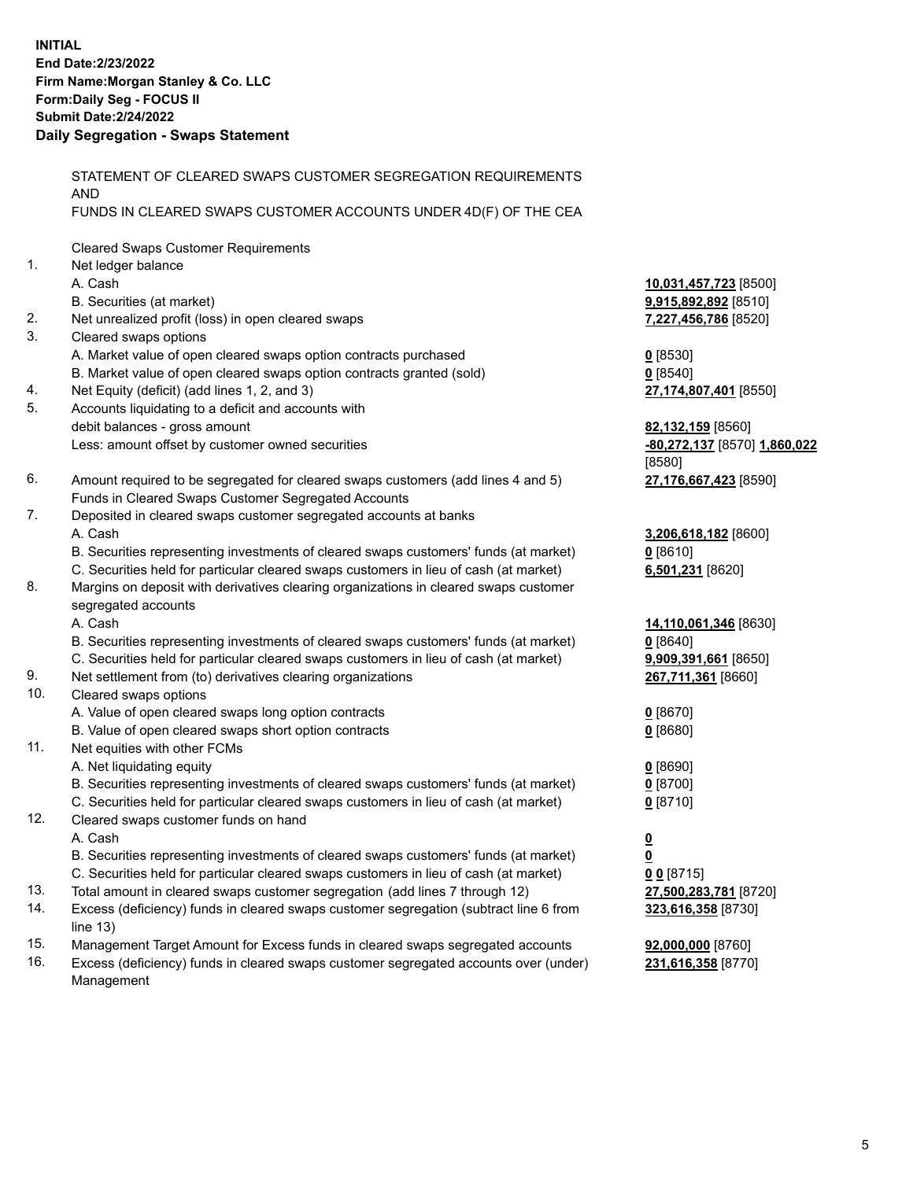**INITIAL**
**End Date:2/23/2022**
**Firm Name:Morgan Stanley & Co. LLC**
**Form:Daily Seg - FOCUS II**
**Submit Date:2/24/2022**
**Daily Segregation - Swaps Statement**

STATEMENT OF CLEARED SWAPS CUSTOMER SEGREGATION REQUIREMENTS AND
FUNDS IN CLEARED SWAPS CUSTOMER ACCOUNTS UNDER 4D(F) OF THE CEA

| | | |
|---|---|---|
| | Cleared Swaps Customer Requirements | |
| 1. | Net ledger balance | |
| | A. Cash | **10,031,457,723** [8500] |
| | B. Securities (at market) | **9,915,892,892** [8510] |
| 2. | Net unrealized profit (loss) in open cleared swaps | **7,227,456,786** [8520] |
| 3. | Cleared swaps options | |
| | A. Market value of open cleared swaps option contracts purchased | **0** [8530] |
| | B. Market value of open cleared swaps option contracts granted (sold) | **0** [8540] |
| 4. | Net Equity (deficit) (add lines 1, 2, and 3) | **27,174,807,401** [8550] |
| 5. | Accounts liquidating to a deficit and accounts with debit balances - gross amount | **82,132,159** [8560] |
| | Less: amount offset by customer owned securities | **-80,272,137** [8570] **1,860,022** [8580] |
| 6. | Amount required to be segregated for cleared swaps customers (add lines 4 and 5) | **27,176,667,423** [8590] |
| | Funds in Cleared Swaps Customer Segregated Accounts | |
| 7. | Deposited in cleared swaps customer segregated accounts at banks | |
| | A. Cash | **3,206,618,182** [8600] |
| | B. Securities representing investments of cleared swaps customers' funds (at market) | **0** [8610] |
| | C. Securities held for particular cleared swaps customers in lieu of cash (at market) | **6,501,231** [8620] |
| 8. | Margins on deposit with derivatives clearing organizations in cleared swaps customer segregated accounts | |
| | A. Cash | **14,110,061,346** [8630] |
| | B. Securities representing investments of cleared swaps customers' funds (at market) | **0** [8640] |
| | C. Securities held for particular cleared swaps customers in lieu of cash (at market) | **9,909,391,661** [8650] |
| 9. | Net settlement from (to) derivatives clearing organizations | **267,711,361** [8660] |
| 10. | Cleared swaps options | |
| | A. Value of open cleared swaps long option contracts | **0** [8670] |
| | B. Value of open cleared swaps short option contracts | **0** [8680] |
| 11. | Net equities with other FCMs | |
| | A. Net liquidating equity | **0** [8690] |
| | B. Securities representing investments of cleared swaps customers' funds (at market) | **0** [8700] |
| | C. Securities held for particular cleared swaps customers in lieu of cash (at market) | **0** [8710] |
| 12. | Cleared swaps customer funds on hand | |
| | A. Cash | **0** |
| | B. Securities representing investments of cleared swaps customers' funds (at market) | **0** |
| | C. Securities held for particular cleared swaps customers in lieu of cash (at market) | **0** **0** [8715] |
| 13. | Total amount in cleared swaps customer segregation (add lines 7 through 12) | **27,500,283,781** [8720] |
| 14. | Excess (deficiency) funds in cleared swaps customer segregation (subtract line 6 from line 13) | **323,616,358** [8730] |
| 15. | Management Target Amount for Excess funds in cleared swaps segregated accounts | **92,000,000** [8760] |
| 16. | Excess (deficiency) funds in cleared swaps customer segregated accounts over (under) Management | **231,616,358** [8770] |